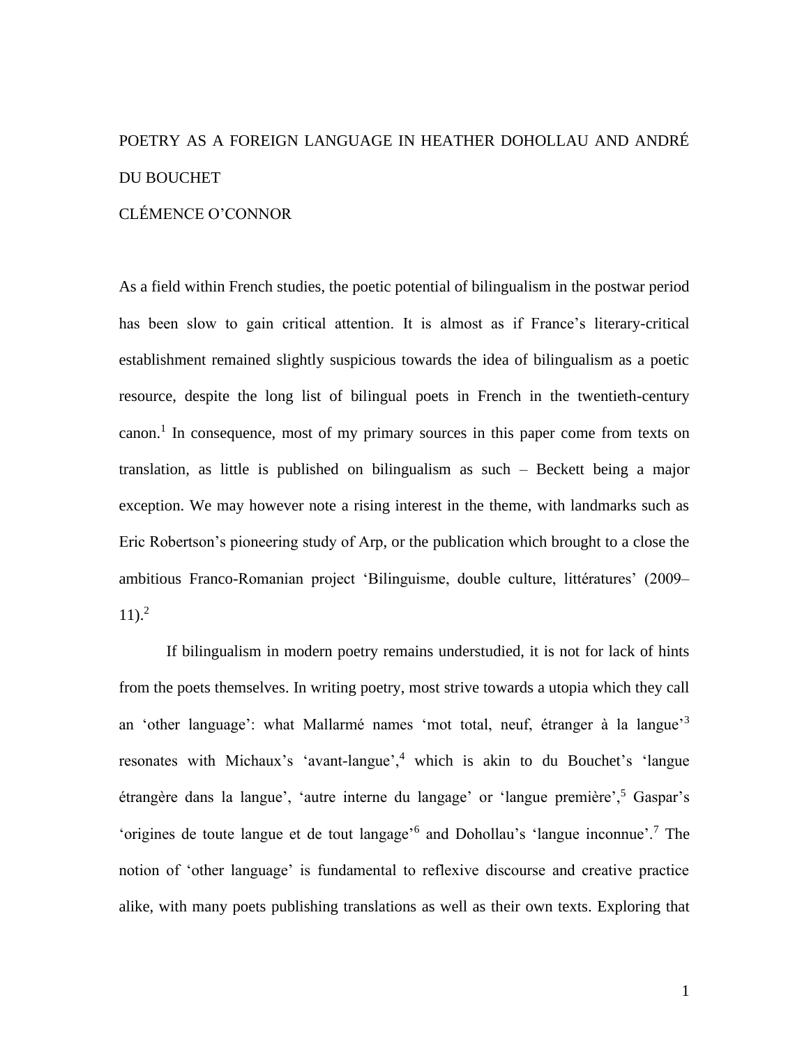# POETRY AS A FOREIGN LANGUAGE IN HEATHER DOHOLLAU AND ANDRÉ DU BOUCHET

CLÉMENCE O'CONNOR

As a field within French studies, the poetic potential of bilingualism in the postwar period has been slow to gain critical attention. It is almost as if France's literary-critical establishment remained slightly suspicious towards the idea of bilingualism as a poetic resource, despite the long list of bilingual poets in French in the twentieth-century canon.[1] In consequence, most of my primary sources in this paper come from texts on translation, as little is published on bilingualism as such – Beckett being a major exception. We may however note a rising interest in the theme, with landmarks such as Eric Robertson's pioneering study of Arp, or the publication which brought to a close the ambitious Franco-Romanian project 'Bilinguisme, double culture, littératures' (2009–11).[2]

If bilingualism in modern poetry remains understudied, it is not for lack of hints from the poets themselves. In writing poetry, most strive towards a utopia which they call an 'other language': what Mallarmé names 'mot total, neuf, étranger à la langue'[3] resonates with Michaux's 'avant-langue',[4] which is akin to du Bouchet's 'langue étrangère dans la langue', 'autre interne du langage' or 'langue première',[5] Gaspar's 'origines de toute langue et de tout langage'[6] and Dohollau's 'langue inconnue'.[7] The notion of 'other language' is fundamental to reflexive discourse and creative practice alike, with many poets publishing translations as well as their own texts. Exploring that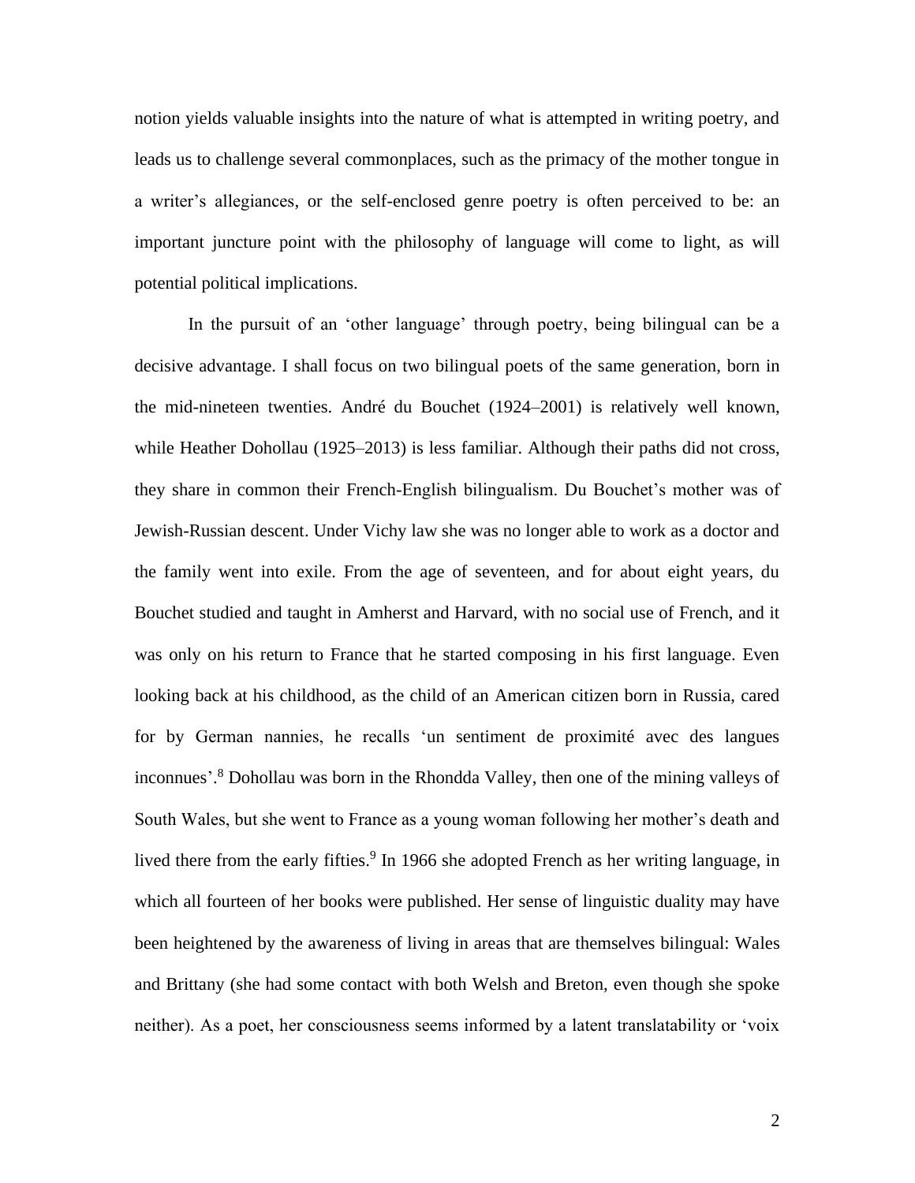notion yields valuable insights into the nature of what is attempted in writing poetry, and leads us to challenge several commonplaces, such as the primacy of the mother tongue in a writer's allegiances, or the self-enclosed genre poetry is often perceived to be: an important juncture point with the philosophy of language will come to light, as will potential political implications.

In the pursuit of an 'other language' through poetry, being bilingual can be a decisive advantage. I shall focus on two bilingual poets of the same generation, born in the mid-nineteen twenties. André du Bouchet (1924–2001) is relatively well known, while Heather Dohollau (1925–2013) is less familiar. Although their paths did not cross, they share in common their French-English bilingualism. Du Bouchet's mother was of Jewish-Russian descent. Under Vichy law she was no longer able to work as a doctor and the family went into exile. From the age of seventeen, and for about eight years, du Bouchet studied and taught in Amherst and Harvard, with no social use of French, and it was only on his return to France that he started composing in his first language. Even looking back at his childhood, as the child of an American citizen born in Russia, cared for by German nannies, he recalls 'un sentiment de proximité avec des langues inconnues'.[8] Dohollau was born in the Rhondda Valley, then one of the mining valleys of South Wales, but she went to France as a young woman following her mother's death and lived there from the early fifties.[9] In 1966 she adopted French as her writing language, in which all fourteen of her books were published. Her sense of linguistic duality may have been heightened by the awareness of living in areas that are themselves bilingual: Wales and Brittany (she had some contact with both Welsh and Breton, even though she spoke neither). As a poet, her consciousness seems informed by a latent translatability or 'voix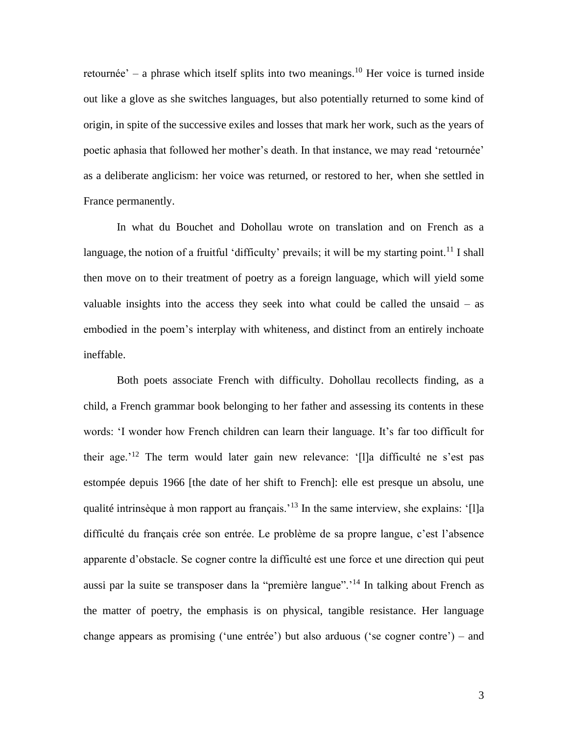retournée' – a phrase which itself splits into two meanings.[10] Her voice is turned inside out like a glove as she switches languages, but also potentially returned to some kind of origin, in spite of the successive exiles and losses that mark her work, such as the years of poetic aphasia that followed her mother's death. In that instance, we may read 'retournée' as a deliberate anglicism: her voice was returned, or restored to her, when she settled in France permanently.

In what du Bouchet and Dohollau wrote on translation and on French as a language, the notion of a fruitful 'difficulty' prevails; it will be my starting point.[11] I shall then move on to their treatment of poetry as a foreign language, which will yield some valuable insights into the access they seek into what could be called the unsaid – as embodied in the poem's interplay with whiteness, and distinct from an entirely inchoate ineffable.

Both poets associate French with difficulty. Dohollau recollects finding, as a child, a French grammar book belonging to her father and assessing its contents in these words: 'I wonder how French children can learn their language. It's far too difficult for their age.'[12] The term would later gain new relevance: '[l]a difficulté ne s'est pas estompée depuis 1966 [the date of her shift to French]: elle est presque un absolu, une qualité intrinsèque à mon rapport au français.'[13] In the same interview, she explains: '[l]a difficulté du français crée son entrée. Le problème de sa propre langue, c'est l'absence apparente d'obstacle. Se cogner contre la difficulté est une force et une direction qui peut aussi par la suite se transposer dans la "première langue".'[14] In talking about French as the matter of poetry, the emphasis is on physical, tangible resistance. Her language change appears as promising ('une entrée') but also arduous ('se cogner contre') – and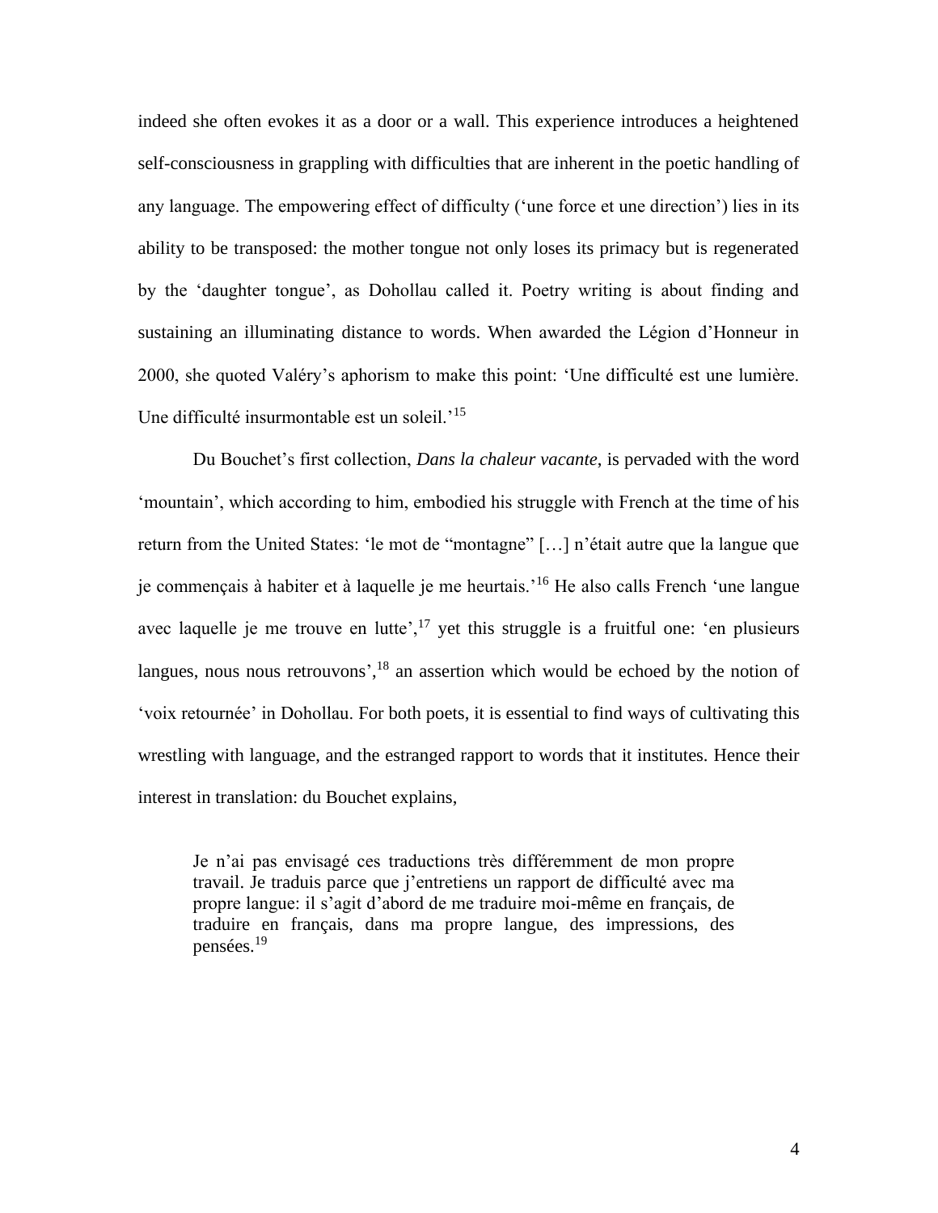indeed she often evokes it as a door or a wall. This experience introduces a heightened self-consciousness in grappling with difficulties that are inherent in the poetic handling of any language. The empowering effect of difficulty ('une force et une direction') lies in its ability to be transposed: the mother tongue not only loses its primacy but is regenerated by the 'daughter tongue', as Dohollau called it. Poetry writing is about finding and sustaining an illuminating distance to words. When awarded the Légion d'Honneur in 2000, she quoted Valéry's aphorism to make this point: 'Une difficulté est une lumière. Une difficulté insurmontable est un soleil.'[15]

Du Bouchet's first collection, *Dans la chaleur vacante*, is pervaded with the word 'mountain', which according to him, embodied his struggle with French at the time of his return from the United States: 'le mot de "montagne" […] n'était autre que la langue que je commençais à habiter et à laquelle je me heurtais.'[16] He also calls French 'une langue avec laquelle je me trouve en lutte',[17] yet this struggle is a fruitful one: 'en plusieurs langues, nous nous retrouvons',[18] an assertion which would be echoed by the notion of 'voix retournée' in Dohollau. For both poets, it is essential to find ways of cultivating this wrestling with language, and the estranged rapport to words that it institutes. Hence their interest in translation: du Bouchet explains,

> Je n'ai pas envisagé ces traductions très différemment de mon propre travail. Je traduis parce que j'entretiens un rapport de difficulté avec ma propre langue: il s'agit d'abord de me traduire moi-même en français, de traduire en français, dans ma propre langue, des impressions, des pensées.[19]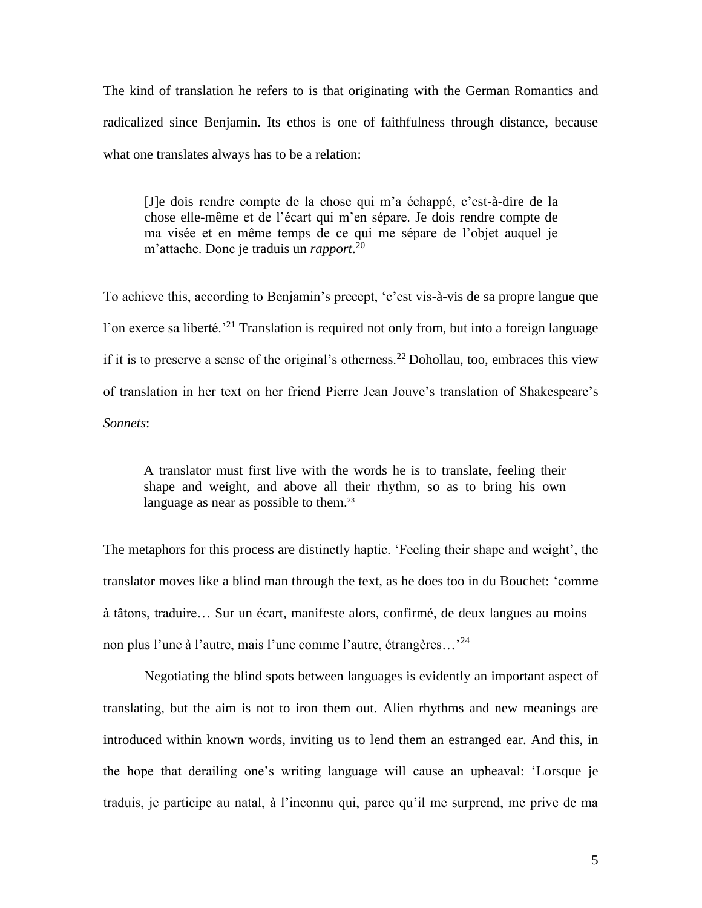The kind of translation he refers to is that originating with the German Romantics and radicalized since Benjamin. Its ethos is one of faithfulness through distance, because what one translates always has to be a relation:

> [J]e dois rendre compte de la chose qui m'a échappé, c'est-à-dire de la chose elle-même et de l'écart qui m'en sépare. Je dois rendre compte de ma visée et en même temps de ce qui me sépare de l'objet auquel je m'attache. Donc je traduis un *rapport*.[20]

To achieve this, according to Benjamin's precept, 'c'est vis-à-vis de sa propre langue que l'on exerce sa liberté.'[21] Translation is required not only from, but into a foreign language if it is to preserve a sense of the original's otherness.[22] Dohollau, too, embraces this view of translation in her text on her friend Pierre Jean Jouve's translation of Shakespeare's *Sonnets*:

> A translator must first live with the words he is to translate, feeling their shape and weight, and above all their rhythm, so as to bring his own language as near as possible to them.[23]

The metaphors for this process are distinctly haptic. 'Feeling their shape and weight', the translator moves like a blind man through the text, as he does too in du Bouchet: 'comme à tâtons, traduire… Sur un écart, manifeste alors, confirmé, de deux langues au moins – non plus l'une à l'autre, mais l'une comme l'autre, étrangères…'[24]

Negotiating the blind spots between languages is evidently an important aspect of translating, but the aim is not to iron them out. Alien rhythms and new meanings are introduced within known words, inviting us to lend them an estranged ear. And this, in the hope that derailing one's writing language will cause an upheaval: 'Lorsque je traduis, je participe au natal, à l'inconnu qui, parce qu'il me surprend, me prive de ma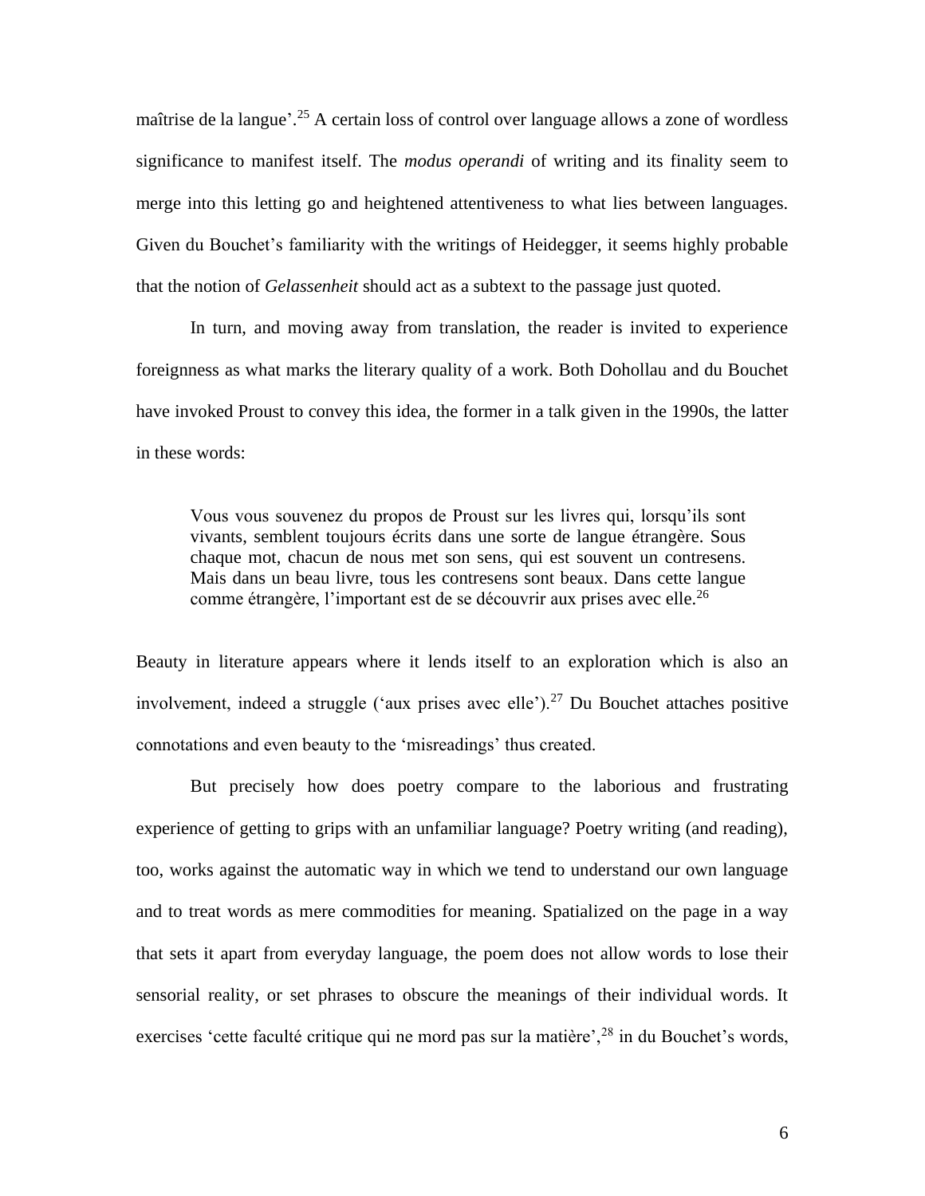maîtrise de la langue'.[25] A certain loss of control over language allows a zone of wordless significance to manifest itself. The *modus operandi* of writing and its finality seem to merge into this letting go and heightened attentiveness to what lies between languages. Given du Bouchet's familiarity with the writings of Heidegger, it seems highly probable that the notion of *Gelassenheit* should act as a subtext to the passage just quoted.

In turn, and moving away from translation, the reader is invited to experience foreignness as what marks the literary quality of a work. Both Dohollau and du Bouchet have invoked Proust to convey this idea, the former in a talk given in the 1990s, the latter in these words:

> Vous vous souvenez du propos de Proust sur les livres qui, lorsqu'ils sont vivants, semblent toujours écrits dans une sorte de langue étrangère. Sous chaque mot, chacun de nous met son sens, qui est souvent un contresens. Mais dans un beau livre, tous les contresens sont beaux. Dans cette langue comme étrangère, l'important est de se découvrir aux prises avec elle.[26]

Beauty in literature appears where it lends itself to an exploration which is also an involvement, indeed a struggle ('aux prises avec elle').[27] Du Bouchet attaches positive connotations and even beauty to the 'misreadings' thus created.

But precisely how does poetry compare to the laborious and frustrating experience of getting to grips with an unfamiliar language? Poetry writing (and reading), too, works against the automatic way in which we tend to understand our own language and to treat words as mere commodities for meaning. Spatialized on the page in a way that sets it apart from everyday language, the poem does not allow words to lose their sensorial reality, or set phrases to obscure the meanings of their individual words. It exercises 'cette faculté critique qui ne mord pas sur la matière',[28] in du Bouchet's words,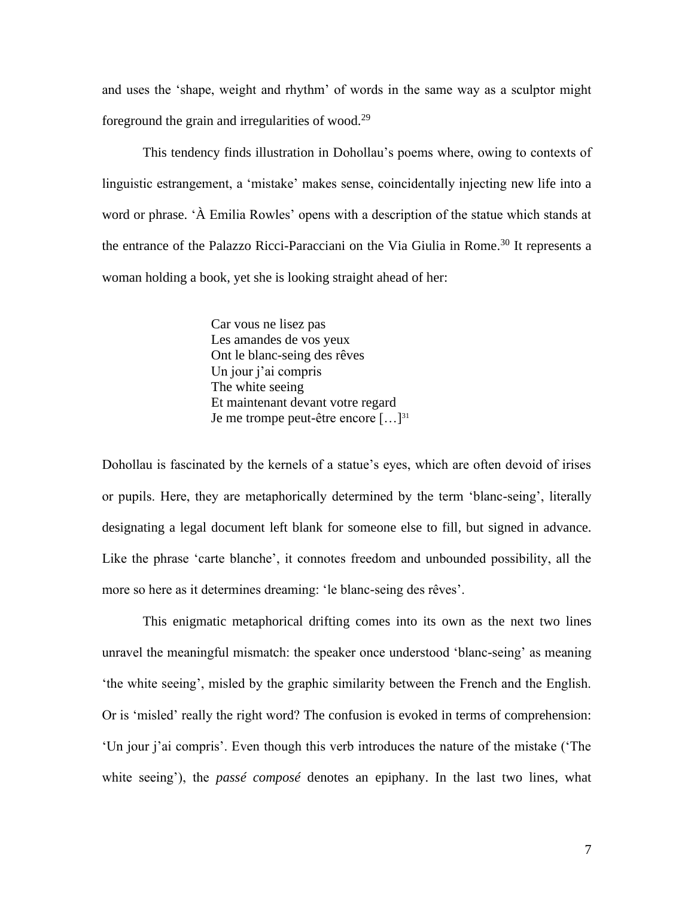and uses the 'shape, weight and rhythm' of words in the same way as a sculptor might foreground the grain and irregularities of wood.[29]

This tendency finds illustration in Dohollau's poems where, owing to contexts of linguistic estrangement, a 'mistake' makes sense, coincidentally injecting new life into a word or phrase. 'À Emilia Rowles' opens with a description of the statue which stands at the entrance of the Palazzo Ricci-Paracciani on the Via Giulia in Rome.[30] It represents a woman holding a book, yet she is looking straight ahead of her:

> Car vous ne lisez pas
> Les amandes de vos yeux
> Ont le blanc-seing des rêves
> Un jour j'ai compris
> The white seeing
> Et maintenant devant votre regard
> Je me trompe peut-être encore […][31]

Dohollau is fascinated by the kernels of a statue's eyes, which are often devoid of irises or pupils. Here, they are metaphorically determined by the term 'blanc-seing', literally designating a legal document left blank for someone else to fill, but signed in advance. Like the phrase 'carte blanche', it connotes freedom and unbounded possibility, all the more so here as it determines dreaming: 'le blanc-seing des rêves'.

This enigmatic metaphorical drifting comes into its own as the next two lines unravel the meaningful mismatch: the speaker once understood 'blanc-seing' as meaning 'the white seeing', misled by the graphic similarity between the French and the English. Or is 'misled' really the right word? The confusion is evoked in terms of comprehension: 'Un jour j'ai compris'. Even though this verb introduces the nature of the mistake ('The white seeing'), the *passé composé* denotes an epiphany. In the last two lines, what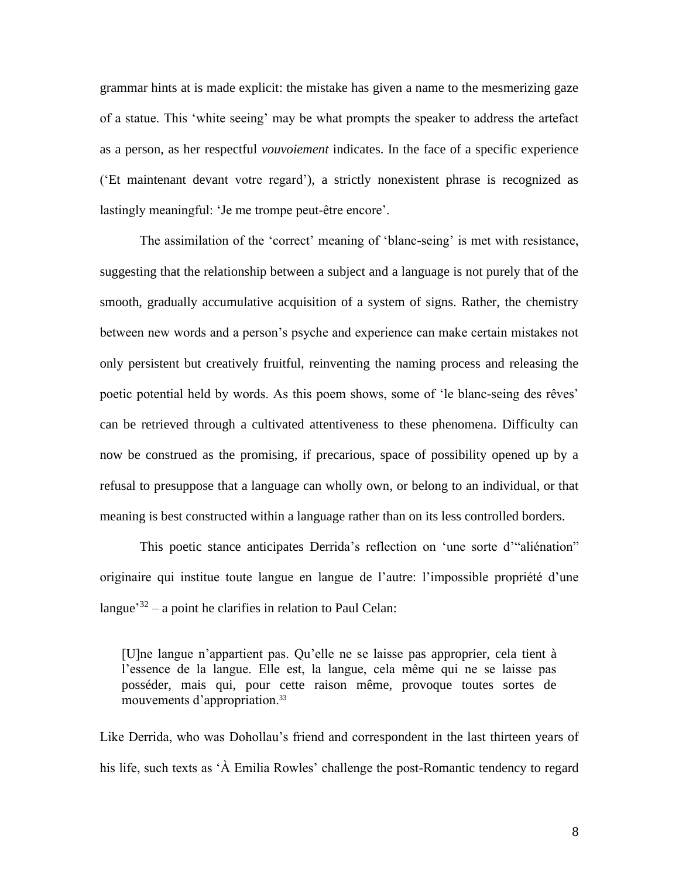grammar hints at is made explicit: the mistake has given a name to the mesmerizing gaze of a statue. This 'white seeing' may be what prompts the speaker to address the artefact as a person, as her respectful *vouvoiement* indicates. In the face of a specific experience ('Et maintenant devant votre regard'), a strictly nonexistent phrase is recognized as lastingly meaningful: 'Je me trompe peut-être encore'.

The assimilation of the 'correct' meaning of 'blanc-seing' is met with resistance, suggesting that the relationship between a subject and a language is not purely that of the smooth, gradually accumulative acquisition of a system of signs. Rather, the chemistry between new words and a person's psyche and experience can make certain mistakes not only persistent but creatively fruitful, reinventing the naming process and releasing the poetic potential held by words. As this poem shows, some of 'le blanc-seing des rêves' can be retrieved through a cultivated attentiveness to these phenomena. Difficulty can now be construed as the promising, if precarious, space of possibility opened up by a refusal to presuppose that a language can wholly own, or belong to an individual, or that meaning is best constructed within a language rather than on its less controlled borders.

This poetic stance anticipates Derrida's reflection on 'une sorte d'"aliénation" originaire qui institue toute langue en langue de l'autre: l'impossible propriété d'une langue'[32] – a point he clarifies in relation to Paul Celan:

> [U]ne langue n'appartient pas. Qu'elle ne se laisse pas approprier, cela tient à l'essence de la langue. Elle est, la langue, cela même qui ne se laisse pas posséder, mais qui, pour cette raison même, provoque toutes sortes de mouvements d'appropriation.[33]

Like Derrida, who was Dohollau's friend and correspondent in the last thirteen years of his life, such texts as 'À Emilia Rowles' challenge the post-Romantic tendency to regard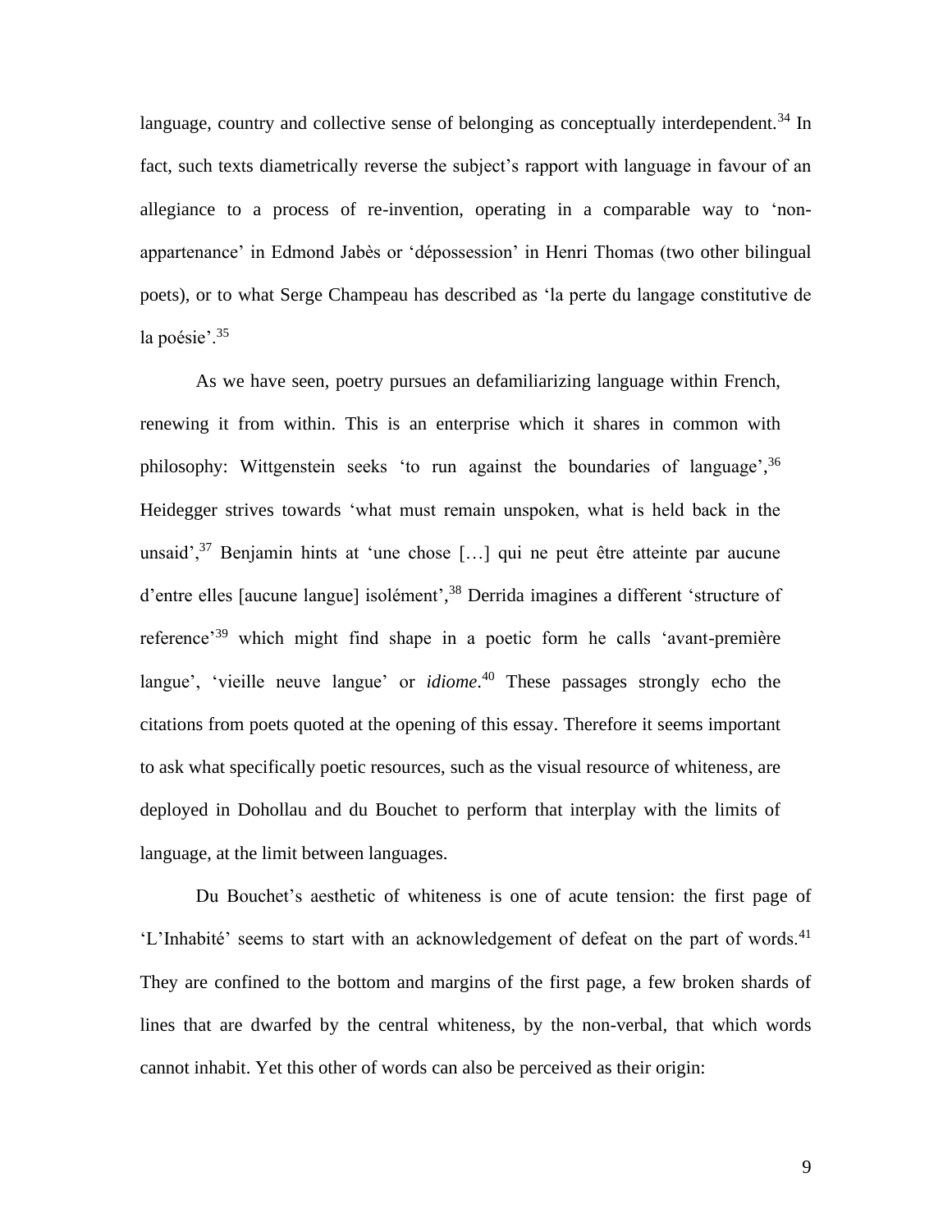language, country and collective sense of belonging as conceptually interdependent.[34] In fact, such texts diametrically reverse the subject's rapport with language in favour of an allegiance to a process of re-invention, operating in a comparable way to 'non-appartenance' in Edmond Jabès or 'dépossession' in Henri Thomas (two other bilingual poets), or to what Serge Champeau has described as 'la perte du langage constitutive de la poésie'.[35]

As we have seen, poetry pursues an defamiliarizing language within French, renewing it from within. This is an enterprise which it shares in common with philosophy: Wittgenstein seeks 'to run against the boundaries of language',[36] Heidegger strives towards 'what must remain unspoken, what is held back in the unsaid',[37] Benjamin hints at 'une chose […] qui ne peut être atteinte par aucune d'entre elles [aucune langue] isolément',[38] Derrida imagines a different 'structure of reference'[39] which might find shape in a poetic form he calls 'avant-première langue', 'vieille neuve langue' or *idiome*.[40] These passages strongly echo the citations from poets quoted at the opening of this essay. Therefore it seems important to ask what specifically poetic resources, such as the visual resource of whiteness, are deployed in Dohollau and du Bouchet to perform that interplay with the limits of language, at the limit between languages.

Du Bouchet's aesthetic of whiteness is one of acute tension: the first page of 'L'Inhabité' seems to start with an acknowledgement of defeat on the part of words.[41] They are confined to the bottom and margins of the first page, a few broken shards of lines that are dwarfed by the central whiteness, by the non-verbal, that which words cannot inhabit. Yet this other of words can also be perceived as their origin: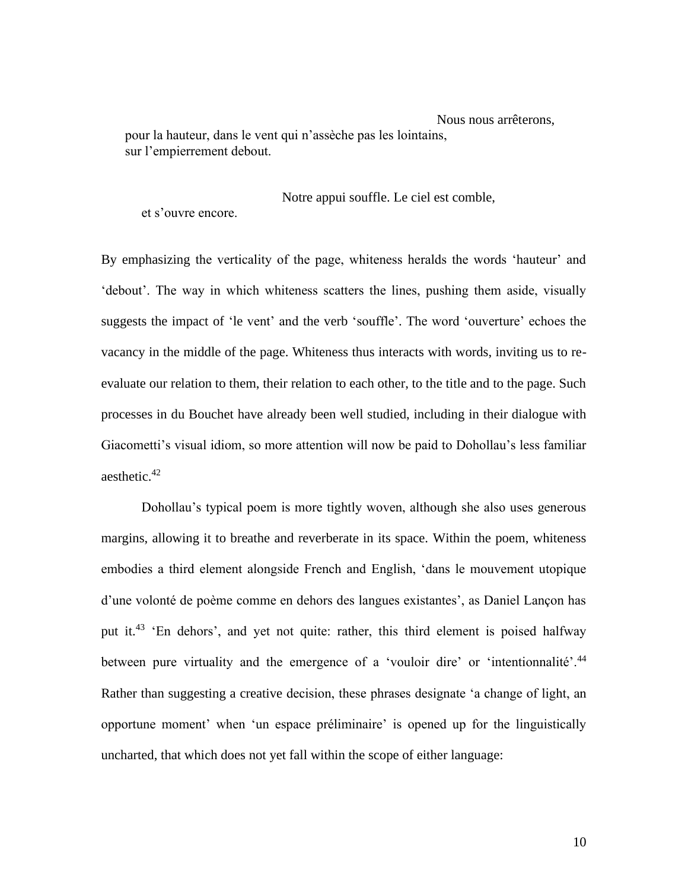Nous nous arrêterons,
pour la hauteur, dans le vent qui n'assèche pas les lointains,
sur l'empierrement debout.

Notre appui souffle. Le ciel est comble,
et s'ouvre encore.

By emphasizing the verticality of the page, whiteness heralds the words 'hauteur' and 'debout'. The way in which whiteness scatters the lines, pushing them aside, visually suggests the impact of 'le vent' and the verb 'souffle'. The word 'ouverture' echoes the vacancy in the middle of the page. Whiteness thus interacts with words, inviting us to re-evaluate our relation to them, their relation to each other, to the title and to the page. Such processes in du Bouchet have already been well studied, including in their dialogue with Giacometti's visual idiom, so more attention will now be paid to Dohollau's less familiar aesthetic.[42]

Dohollau's typical poem is more tightly woven, although she also uses generous margins, allowing it to breathe and reverberate in its space. Within the poem, whiteness embodies a third element alongside French and English, 'dans le mouvement utopique d'une volonté de poème comme en dehors des langues existantes', as Daniel Lançon has put it.[43] 'En dehors', and yet not quite: rather, this third element is poised halfway between pure virtuality and the emergence of a 'vouloir dire' or 'intentionnalité'.[44] Rather than suggesting a creative decision, these phrases designate 'a change of light, an opportune moment' when 'un espace préliminaire' is opened up for the linguistically uncharted, that which does not yet fall within the scope of either language: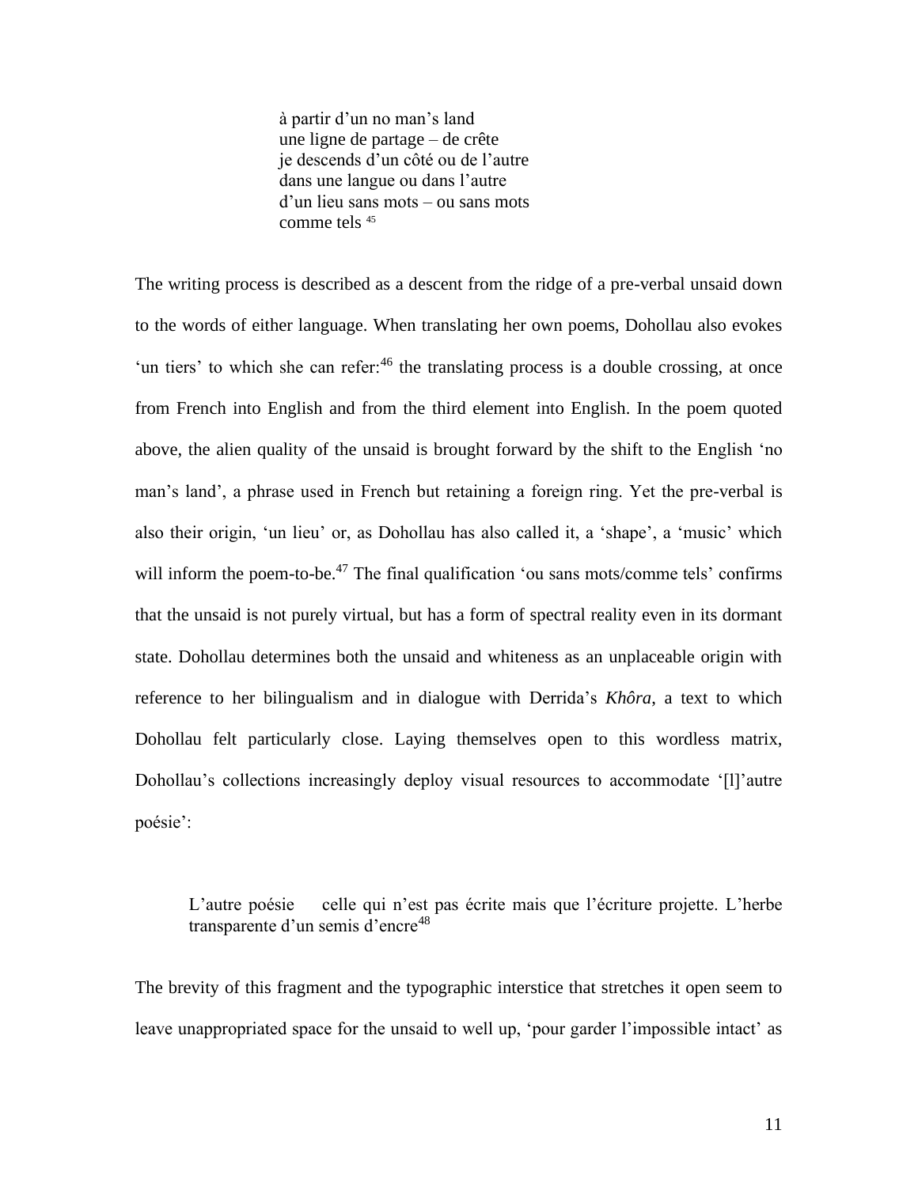> à partir d'un no man's land  
> une ligne de partage – de crête  
> je descends d'un côté ou de l'autre  
> dans une langue ou dans l'autre  
> d'un lieu sans mots – ou sans mots  
> comme tels [45]

The writing process is described as a descent from the ridge of a pre-verbal unsaid down to the words of either language. When translating her own poems, Dohollau also evokes 'un tiers' to which she can refer:[46] the translating process is a double crossing, at once from French into English and from the third element into English. In the poem quoted above, the alien quality of the unsaid is brought forward by the shift to the English 'no man's land', a phrase used in French but retaining a foreign ring. Yet the pre-verbal is also their origin, 'un lieu' or, as Dohollau has also called it, a 'shape', a 'music' which will inform the poem-to-be.[47] The final qualification 'ou sans mots/comme tels' confirms that the unsaid is not purely virtual, but has a form of spectral reality even in its dormant state. Dohollau determines both the unsaid and whiteness as an unplaceable origin with reference to her bilingualism and in dialogue with Derrida's *Khôra*, a text to which Dohollau felt particularly close. Laying themselves open to this wordless matrix, Dohollau's collections increasingly deploy visual resources to accommodate '[l]'autre poésie':

> L'autre poésie    celle qui n'est pas écrite mais que l'écriture projette. L'herbe transparente d'un semis d'encre[48]

The brevity of this fragment and the typographic interstice that stretches it open seem to leave unappropriated space for the unsaid to well up, 'pour garder l'impossible intact' as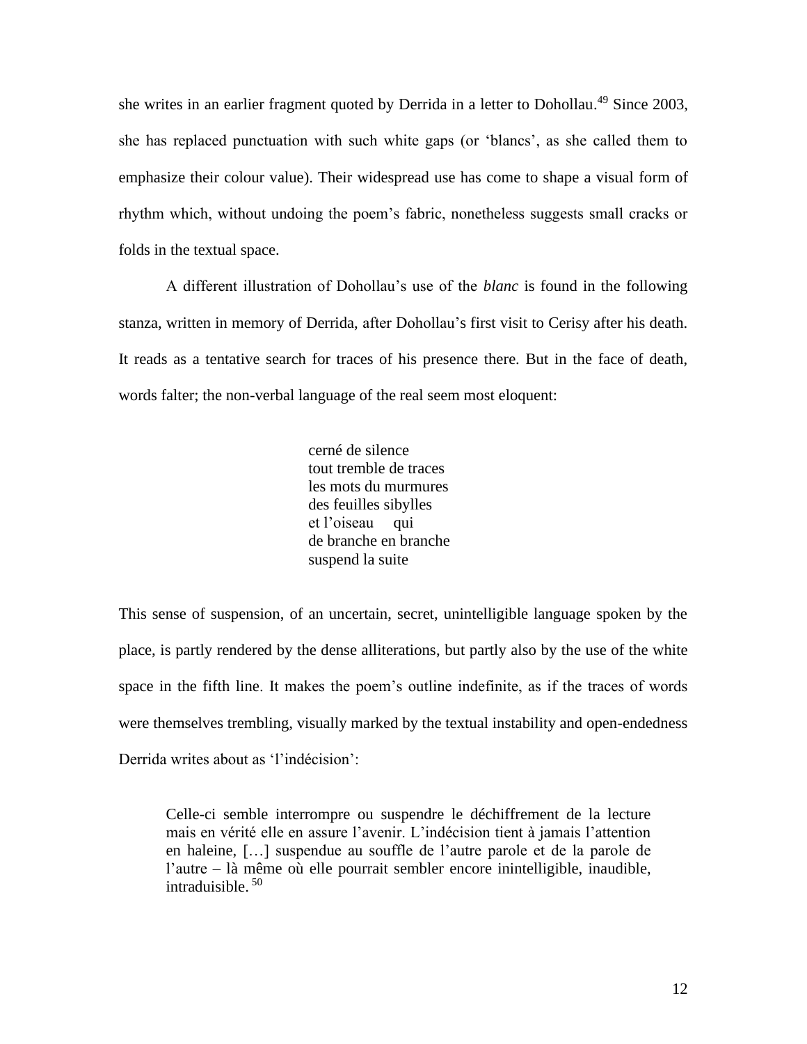she writes in an earlier fragment quoted by Derrida in a letter to Dohollau.[49] Since 2003, she has replaced punctuation with such white gaps (or 'blancs', as she called them to emphasize their colour value). Their widespread use has come to shape a visual form of rhythm which, without undoing the poem's fabric, nonetheless suggests small cracks or folds in the textual space.

A different illustration of Dohollau's use of the *blanc* is found in the following stanza, written in memory of Derrida, after Dohollau's first visit to Cerisy after his death. It reads as a tentative search for traces of his presence there. But in the face of death, words falter; the non-verbal language of the real seem most eloquent:

> cerné de silence  
> tout tremble de traces  
> les mots du murmures  
> des feuilles sibylles  
> et l'oiseau     qui  
> de branche en branche  
> suspend la suite

This sense of suspension, of an uncertain, secret, unintelligible language spoken by the place, is partly rendered by the dense alliterations, but partly also by the use of the white space in the fifth line. It makes the poem's outline indefinite, as if the traces of words were themselves trembling, visually marked by the textual instability and open-endedness Derrida writes about as 'l'indécision':

> Celle-ci semble interrompre ou suspendre le déchiffrement de la lecture mais en vérité elle en assure l'avenir. L'indécision tient à jamais l'attention en haleine, […] suspendue au souffle de l'autre parole et de la parole de l'autre – là même où elle pourrait sembler encore inintelligible, inaudible, intraduisible.[50]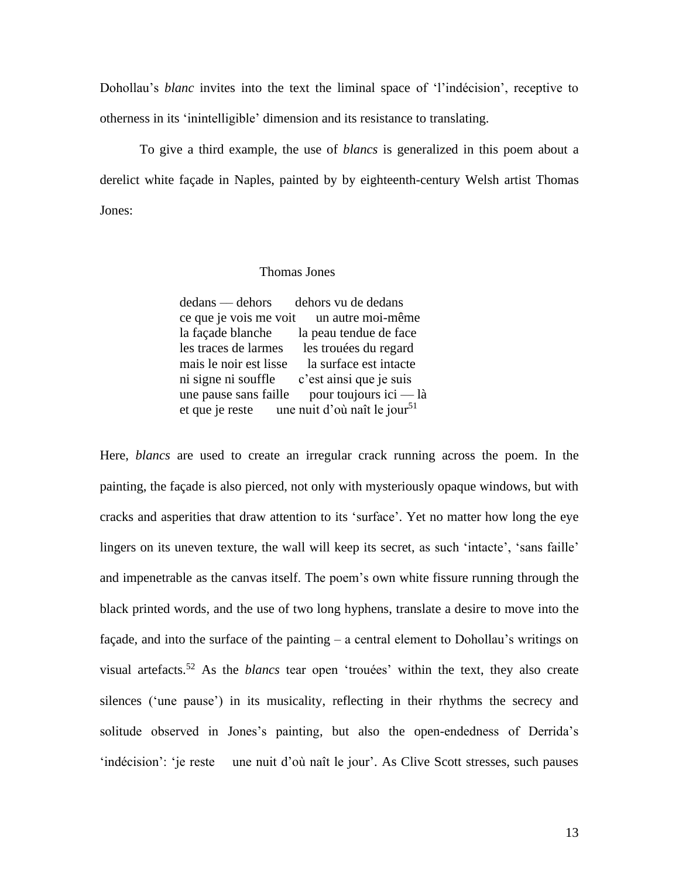Dohollau's *blanc* invites into the text the liminal space of 'l'indécision', receptive to otherness in its 'inintelligible' dimension and its resistance to translating.

To give a third example, the use of *blancs* is generalized in this poem about a derelict white façade in Naples, painted by by eighteenth-century Welsh artist Thomas Jones:

Thomas Jones

dedans — dehors      dehors vu de dedans
ce que je vois me voit      un autre moi-même
la façade blanche      la peau tendue de face
les traces de larmes      les trouées du regard
mais le noir est lisse      la surface est intacte
ni signe ni souffle      c'est ainsi que je suis
une pause sans faille      pour toujours ici — là
et que je reste      une nuit d'où naît le jour[51]

Here, *blancs* are used to create an irregular crack running across the poem. In the painting, the façade is also pierced, not only with mysteriously opaque windows, but with cracks and asperities that draw attention to its 'surface'. Yet no matter how long the eye lingers on its uneven texture, the wall will keep its secret, as such 'intacte', 'sans faille' and impenetrable as the canvas itself. The poem's own white fissure running through the black printed words, and the use of two long hyphens, translate a desire to move into the façade, and into the surface of the painting – a central element to Dohollau's writings on visual artefacts.[52] As the *blancs* tear open 'trouées' within the text, they also create silences ('une pause') in its musicality, reflecting in their rhythms the secrecy and solitude observed in Jones's painting, but also the open-endedness of Derrida's 'indécision': 'je reste      une nuit d'où naît le jour'. As Clive Scott stresses, such pauses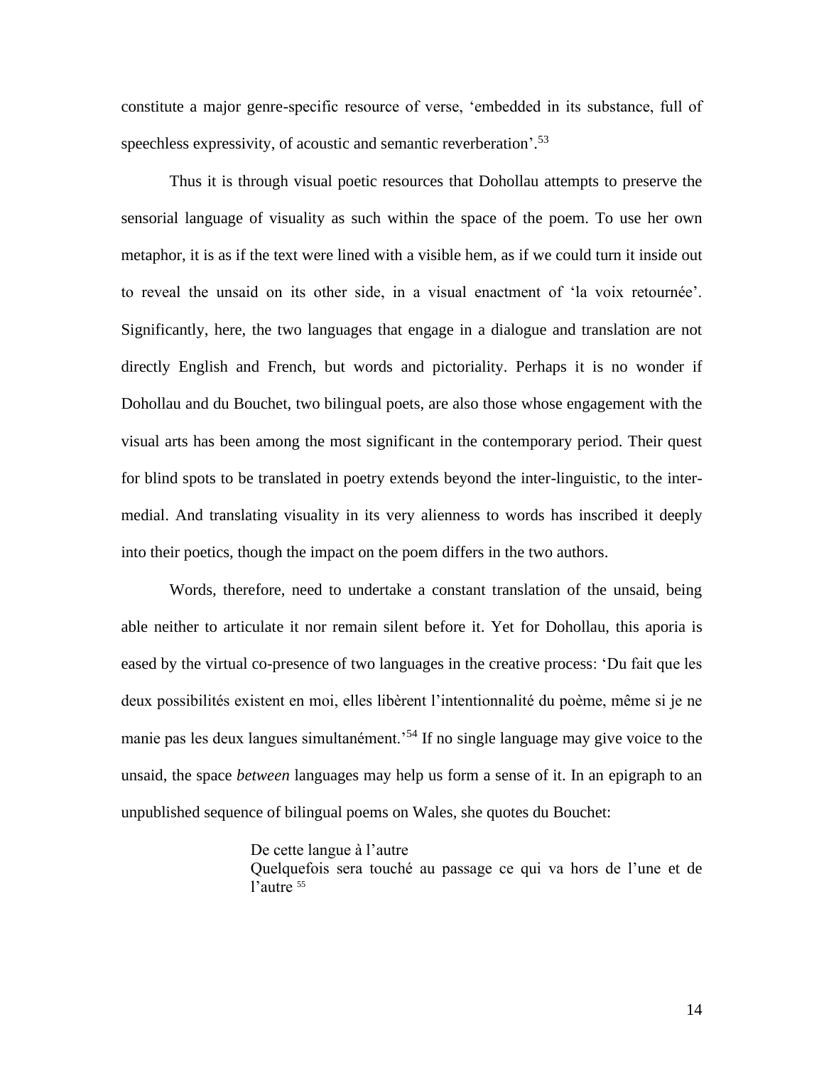constitute a major genre-specific resource of verse, 'embedded in its substance, full of speechless expressivity, of acoustic and semantic reverberation'.[53]

Thus it is through visual poetic resources that Dohollau attempts to preserve the sensorial language of visuality as such within the space of the poem. To use her own metaphor, it is as if the text were lined with a visible hem, as if we could turn it inside out to reveal the unsaid on its other side, in a visual enactment of 'la voix retournée'. Significantly, here, the two languages that engage in a dialogue and translation are not directly English and French, but words and pictoriality. Perhaps it is no wonder if Dohollau and du Bouchet, two bilingual poets, are also those whose engagement with the visual arts has been among the most significant in the contemporary period. Their quest for blind spots to be translated in poetry extends beyond the inter-linguistic, to the inter-medial. And translating visuality in its very alienness to words has inscribed it deeply into their poetics, though the impact on the poem differs in the two authors.

Words, therefore, need to undertake a constant translation of the unsaid, being able neither to articulate it nor remain silent before it. Yet for Dohollau, this aporia is eased by the virtual co-presence of two languages in the creative process: 'Du fait que les deux possibilités existent en moi, elles libèrent l'intentionnalité du poème, même si je ne manie pas les deux langues simultanément.'[54] If no single language may give voice to the unsaid, the space *between* languages may help us form a sense of it. In an epigraph to an unpublished sequence of bilingual poems on Wales, she quotes du Bouchet:

> De cette langue à l'autre
> Quelquefois sera touché au passage ce qui va hors de l'une et de l'autre [55]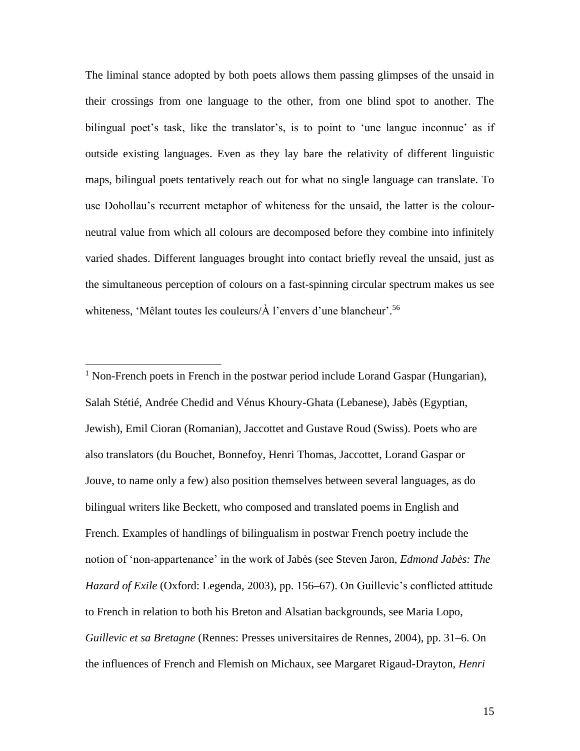The liminal stance adopted by both poets allows them passing glimpses of the unsaid in their crossings from one language to the other, from one blind spot to another. The bilingual poet's task, like the translator's, is to point to 'une langue inconnue' as if outside existing languages. Even as they lay bare the relativity of different linguistic maps, bilingual poets tentatively reach out for what no single language can translate. To use Dohollau's recurrent metaphor of whiteness for the unsaid, the latter is the colour-neutral value from which all colours are decomposed before they combine into infinitely varied shades. Different languages brought into contact briefly reveal the unsaid, just as the simultaneous perception of colours on a fast-spinning circular spectrum makes us see whiteness, 'Mêlant toutes les couleurs/À l'envers d'une blancheur'.[56]

---

[1] Non-French poets in French in the postwar period include Lorand Gaspar (Hungarian), Salah Stétié, Andrée Chedid and Vénus Khoury-Ghata (Lebanese), Jabès (Egyptian, Jewish), Emil Cioran (Romanian), Jaccottet and Gustave Roud (Swiss). Poets who are also translators (du Bouchet, Bonnefoy, Henri Thomas, Jaccottet, Lorand Gaspar or Jouve, to name only a few) also position themselves between several languages, as do bilingual writers like Beckett, who composed and translated poems in English and French. Examples of handlings of bilingualism in postwar French poetry include the notion of 'non-appartenance' in the work of Jabès (see Steven Jaron, *Edmond Jabès: The Hazard of Exile* (Oxford: Legenda, 2003), pp. 156–67). On Guillevic's conflicted attitude to French in relation to both his Breton and Alsatian backgrounds, see Maria Lopo, *Guillevic et sa Bretagne* (Rennes: Presses universitaires de Rennes, 2004), pp. 31–6. On the influences of French and Flemish on Michaux, see Margaret Rigaud-Drayton, *Henri*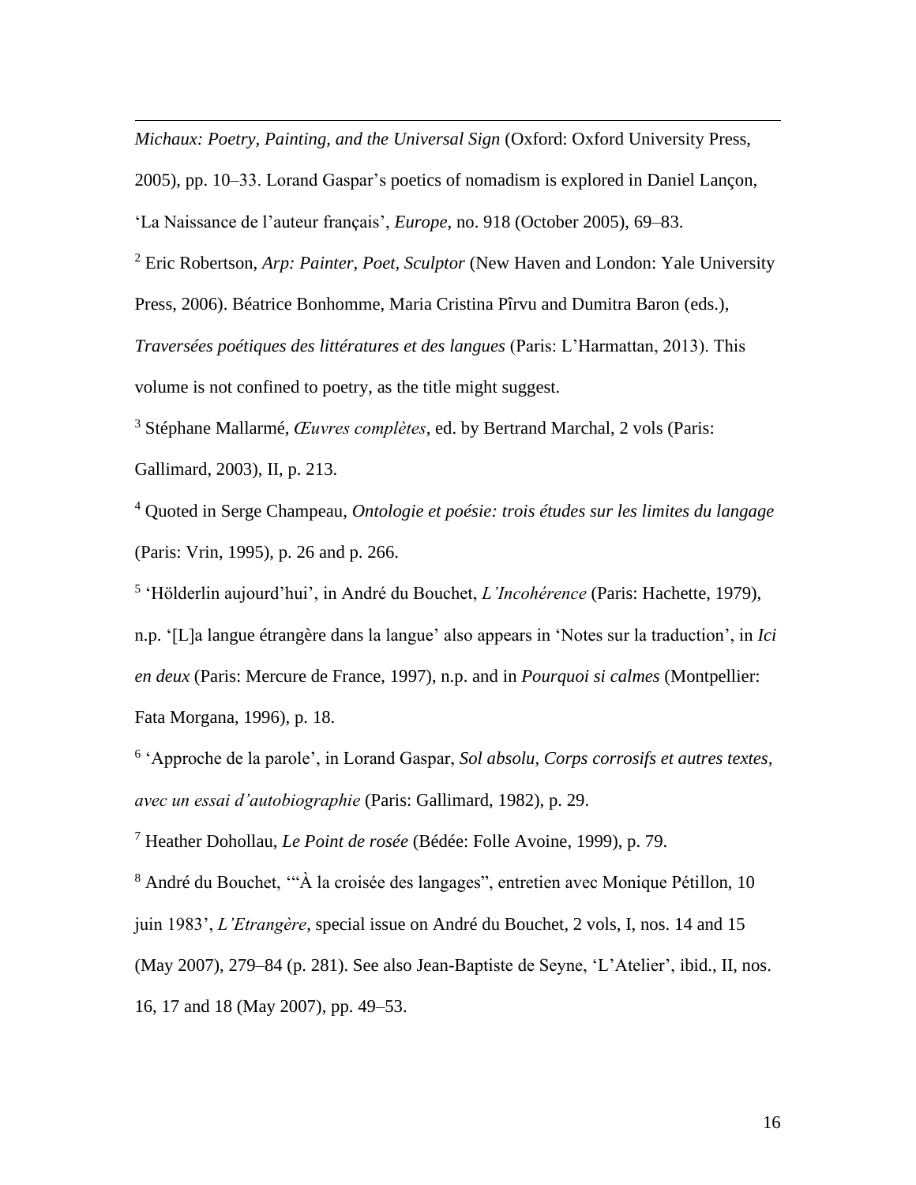*Michaux: Poetry, Painting, and the Universal Sign* (Oxford: Oxford University Press, 2005), pp. 10–33. Lorand Gaspar's poetics of nomadism is explored in Daniel Lançon, 'La Naissance de l'auteur français', *Europe*, no. 918 (October 2005), 69–83.

[2] Eric Robertson, *Arp: Painter, Poet, Sculptor* (New Haven and London: Yale University Press, 2006). Béatrice Bonhomme, Maria Cristina Pîrvu and Dumitra Baron (eds.), *Traversées poétiques des littératures et des langues* (Paris: L'Harmattan, 2013). This volume is not confined to poetry, as the title might suggest.

[3] Stéphane Mallarmé, *Œuvres complètes*, ed. by Bertrand Marchal, 2 vols (Paris: Gallimard, 2003), II, p. 213.

[4] Quoted in Serge Champeau, *Ontologie et poésie: trois études sur les limites du langage* (Paris: Vrin, 1995), p. 26 and p. 266.

[5] 'Hölderlin aujourd'hui', in André du Bouchet, *L'Incohérence* (Paris: Hachette, 1979), n.p. '[L]a langue étrangère dans la langue' also appears in 'Notes sur la traduction', in *Ici en deux* (Paris: Mercure de France, 1997), n.p. and in *Pourquoi si calmes* (Montpellier: Fata Morgana, 1996), p. 18.

[6] 'Approche de la parole', in Lorand Gaspar, *Sol absolu, Corps corrosifs et autres textes, avec un essai d'autobiographie* (Paris: Gallimard, 1982), p. 29.

[7] Heather Dohollau, *Le Point de rosée* (Bédée: Folle Avoine, 1999), p. 79.

[8] André du Bouchet, '"À la croisée des langages", entretien avec Monique Pétillon, 10 juin 1983', *L'Etrangère*, special issue on André du Bouchet, 2 vols, I, nos. 14 and 15 (May 2007), 279–84 (p. 281). See also Jean-Baptiste de Seyne, 'L'Atelier', ibid., II, nos. 16, 17 and 18 (May 2007), pp. 49–53.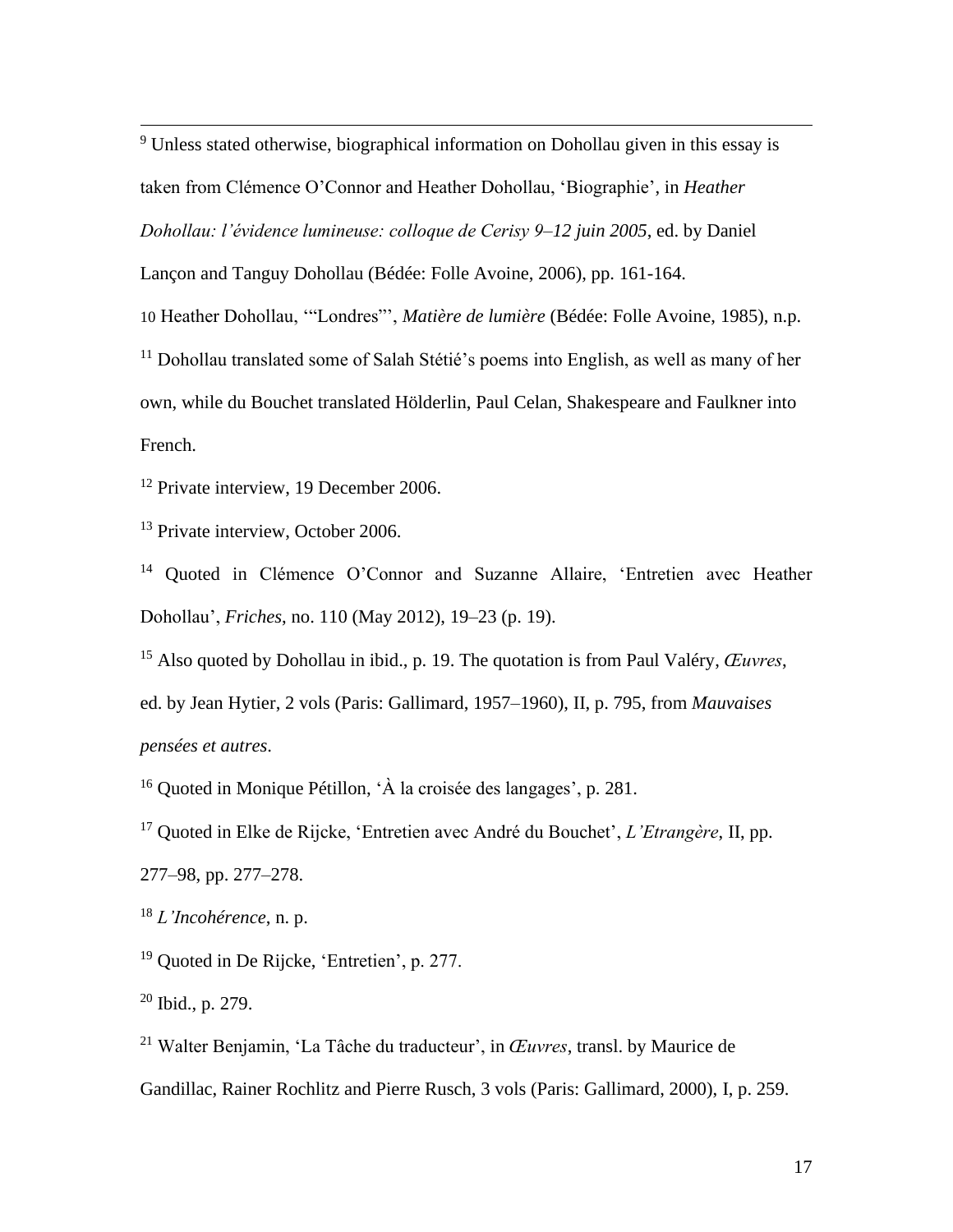[9] Unless stated otherwise, biographical information on Dohollau given in this essay is taken from Clémence O'Connor and Heather Dohollau, 'Biographie', in *Heather Dohollau: l'évidence lumineuse: colloque de Cerisy 9–12 juin 2005*, ed. by Daniel Lançon and Tanguy Dohollau (Bédée: Folle Avoine, 2006), pp. 161-164.

10 Heather Dohollau, '"Londres"', *Matière de lumière* (Bédée: Folle Avoine, 1985), n.p.

[11] Dohollau translated some of Salah Stétié's poems into English, as well as many of her own, while du Bouchet translated Hölderlin, Paul Celan, Shakespeare and Faulkner into French.

[12] Private interview, 19 December 2006.

[13] Private interview, October 2006.

[14] Quoted in Clémence O'Connor and Suzanne Allaire, 'Entretien avec Heather Dohollau', *Friches*, no. 110 (May 2012), 19–23 (p. 19).

[15] Also quoted by Dohollau in ibid., p. 19. The quotation is from Paul Valéry, *Œuvres*, ed. by Jean Hytier, 2 vols (Paris: Gallimard, 1957–1960), II, p. 795, from *Mauvaises pensées et autres*.

[16] Quoted in Monique Pétillon, 'À la croisée des langages', p. 281.

[17] Quoted in Elke de Rijcke, 'Entretien avec André du Bouchet', *L'Etrangère*, II, pp. 277–98, pp. 277–278.

[18] *L'Incohérence*, n. p.

[19] Quoted in De Rijcke, 'Entretien', p. 277.

[20] Ibid., p. 279.

[21] Walter Benjamin, 'La Tâche du traducteur', in *Œuvres*, transl. by Maurice de Gandillac, Rainer Rochlitz and Pierre Rusch, 3 vols (Paris: Gallimard, 2000), I, p. 259.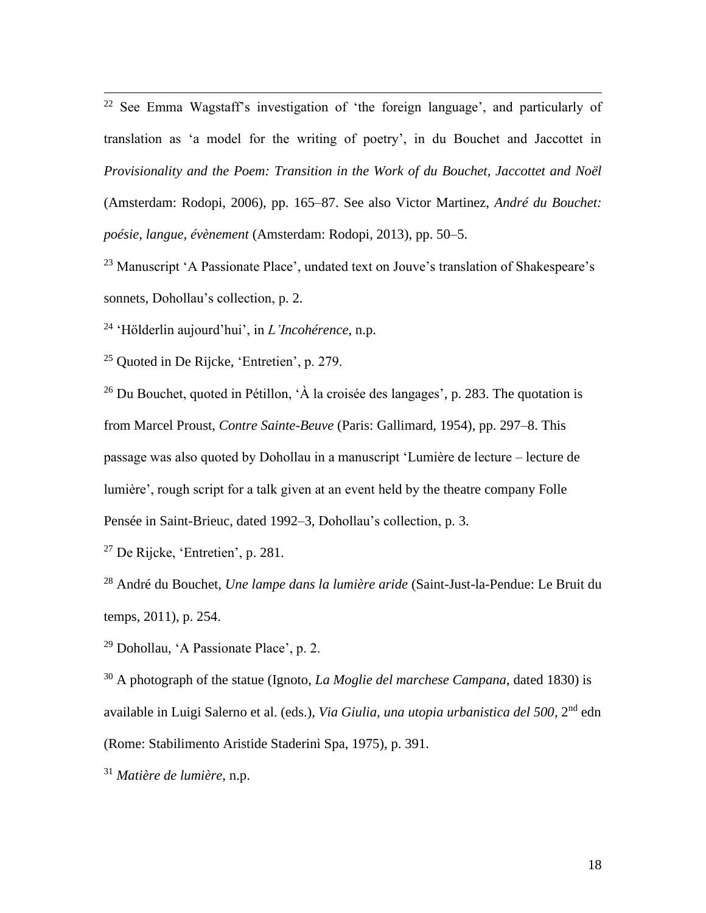[22] See Emma Wagstaff's investigation of 'the foreign language', and particularly of translation as 'a model for the writing of poetry', in du Bouchet and Jaccottet in *Provisionality and the Poem: Transition in the Work of du Bouchet, Jaccottet and Noël* (Amsterdam: Rodopi, 2006), pp. 165–87. See also Victor Martinez, *André du Bouchet: poésie, langue, évènement* (Amsterdam: Rodopi, 2013), pp. 50–5.

[23] Manuscript 'A Passionate Place', undated text on Jouve's translation of Shakespeare's sonnets, Dohollau's collection, p. 2.

[24] 'Hölderlin aujourd'hui', in *L'Incohérence*, n.p.

[25] Quoted in De Rijcke, 'Entretien', p. 279.

[26] Du Bouchet, quoted in Pétillon, 'À la croisée des langages', p. 283. The quotation is from Marcel Proust, *Contre Sainte-Beuve* (Paris: Gallimard, 1954), pp. 297–8. This passage was also quoted by Dohollau in a manuscript 'Lumière de lecture – lecture de lumière', rough script for a talk given at an event held by the theatre company Folle Pensée in Saint-Brieuc, dated 1992–3, Dohollau's collection, p. 3.

[27] De Rijcke, 'Entretien', p. 281.

[28] André du Bouchet, *Une lampe dans la lumière aride* (Saint-Just-la-Pendue: Le Bruit du temps, 2011), p. 254.

[29] Dohollau, 'A Passionate Place', p. 2.

[30] A photograph of the statue (Ignoto, *La Moglie del marchese Campana*, dated 1830) is available in Luigi Salerno et al. (eds.), *Via Giulia, una utopia urbanistica del 500*, 2nd edn (Rome: Stabilimento Aristide Staderini Spa, 1975), p. 391.

[31] *Matière de lumière*, n.p.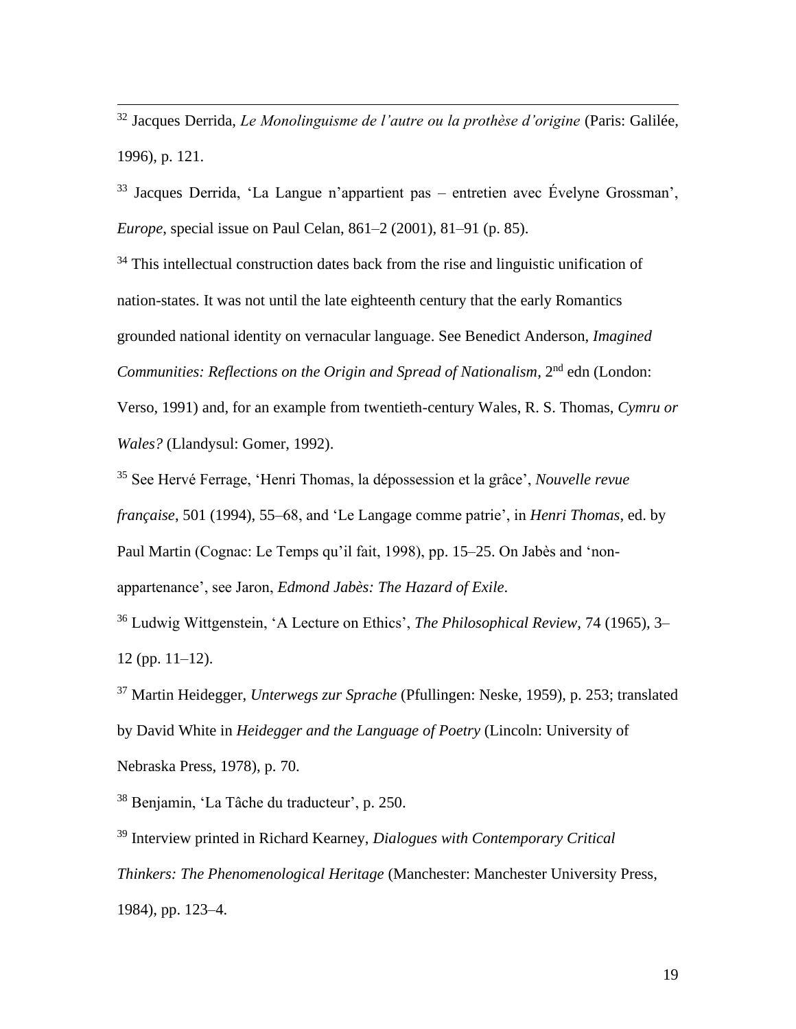[32] Jacques Derrida, *Le Monolinguisme de l'autre ou la prothèse d'origine* (Paris: Galilée, 1996), p. 121.

[33] Jacques Derrida, 'La Langue n'appartient pas – entretien avec Évelyne Grossman', *Europe*, special issue on Paul Celan, 861–2 (2001), 81–91 (p. 85).

[34] This intellectual construction dates back from the rise and linguistic unification of nation-states. It was not until the late eighteenth century that the early Romantics grounded national identity on vernacular language. See Benedict Anderson, *Imagined Communities: Reflections on the Origin and Spread of Nationalism*, 2nd edn (London: Verso, 1991) and, for an example from twentieth-century Wales, R. S. Thomas, *Cymru or Wales?* (Llandysul: Gomer, 1992).

[35] See Hervé Ferrage, 'Henri Thomas, la dépossession et la grâce', *Nouvelle revue française*, 501 (1994), 55–68, and 'Le Langage comme patrie', in *Henri Thomas*, ed. by Paul Martin (Cognac: Le Temps qu'il fait, 1998), pp. 15–25. On Jabès and 'non-appartenance', see Jaron, *Edmond Jabès: The Hazard of Exile*.

[36] Ludwig Wittgenstein, 'A Lecture on Ethics', *The Philosophical Review*, 74 (1965), 3–12 (pp. 11–12).

[37] Martin Heidegger, *Unterwegs zur Sprache* (Pfullingen: Neske, 1959), p. 253; translated by David White in *Heidegger and the Language of Poetry* (Lincoln: University of Nebraska Press, 1978), p. 70.

[38] Benjamin, 'La Tâche du traducteur', p. 250.

[39] Interview printed in Richard Kearney, *Dialogues with Contemporary Critical Thinkers: The Phenomenological Heritage* (Manchester: Manchester University Press, 1984), pp. 123–4.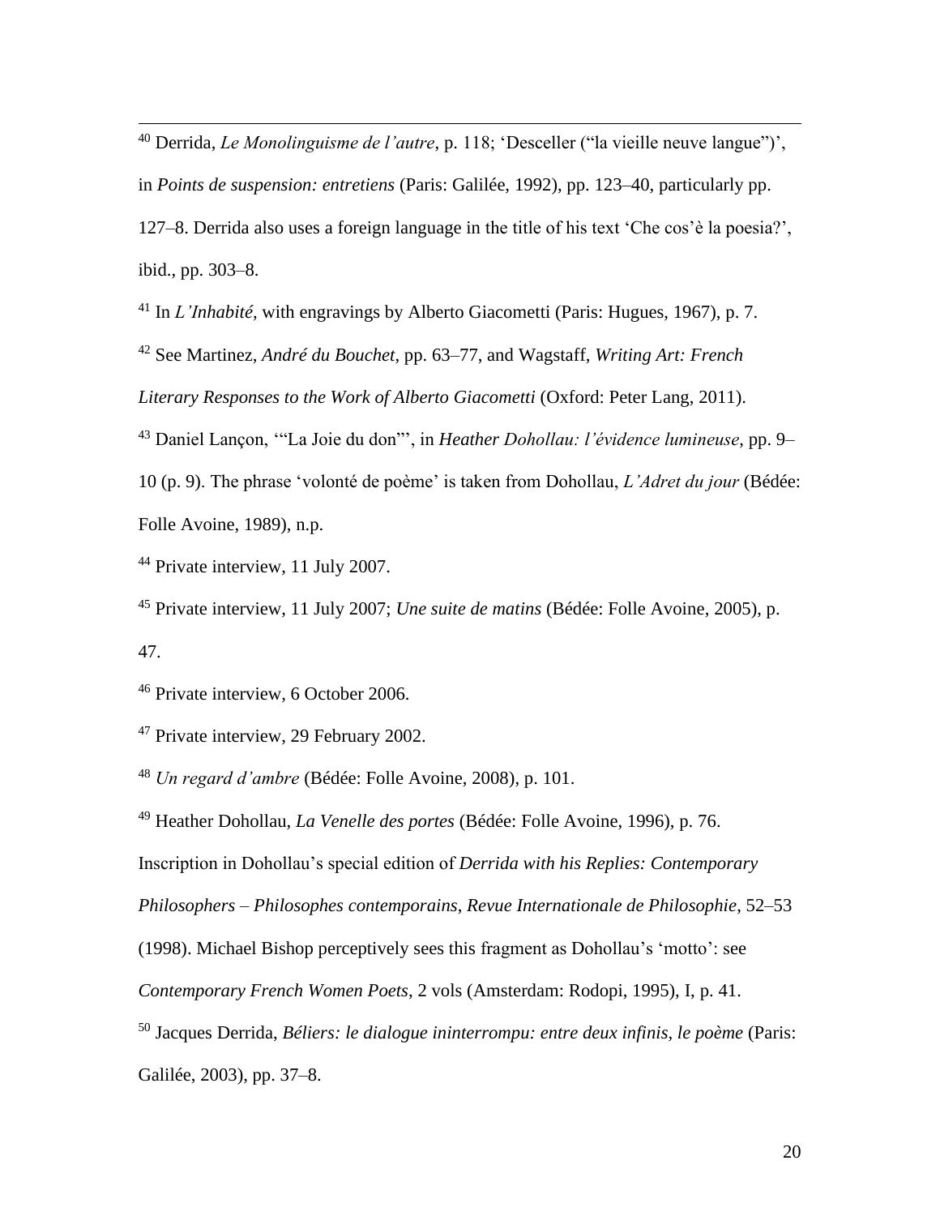[40] Derrida, *Le Monolinguisme de l'autre*, p. 118; 'Desceller ("la vieille neuve langue")', in *Points de suspension: entretiens* (Paris: Galilée, 1992), pp. 123–40, particularly pp. 127–8. Derrida also uses a foreign language in the title of his text 'Che cos'è la poesia?', ibid., pp. 303–8.

[41] In *L'Inhabité*, with engravings by Alberto Giacometti (Paris: Hugues, 1967), p. 7.

[42] See Martinez, *André du Bouchet*, pp. 63–77, and Wagstaff, *Writing Art: French Literary Responses to the Work of Alberto Giacometti* (Oxford: Peter Lang, 2011).

[43] Daniel Lançon, '"La Joie du don"', in *Heather Dohollau: l'évidence lumineuse*, pp. 9–10 (p. 9). The phrase 'volonté de poème' is taken from Dohollau, *L'Adret du jour* (Bédée: Folle Avoine, 1989), n.p.

[44] Private interview, 11 July 2007.

[45] Private interview, 11 July 2007; *Une suite de matins* (Bédée: Folle Avoine, 2005), p. 47.

[46] Private interview, 6 October 2006.

[47] Private interview, 29 February 2002.

[48] *Un regard d'ambre* (Bédée: Folle Avoine, 2008), p. 101.

[49] Heather Dohollau, *La Venelle des portes* (Bédée: Folle Avoine, 1996), p. 76. Inscription in Dohollau's special edition of *Derrida with his Replies: Contemporary Philosophers – Philosophes contemporains*, *Revue Internationale de Philosophie*, 52–53 (1998). Michael Bishop perceptively sees this fragment as Dohollau's 'motto': see *Contemporary French Women Poets*, 2 vols (Amsterdam: Rodopi, 1995), I, p. 41.

[50] Jacques Derrida, *Béliers: le dialogue ininterrompu: entre deux infinis, le poème* (Paris: Galilée, 2003), pp. 37–8.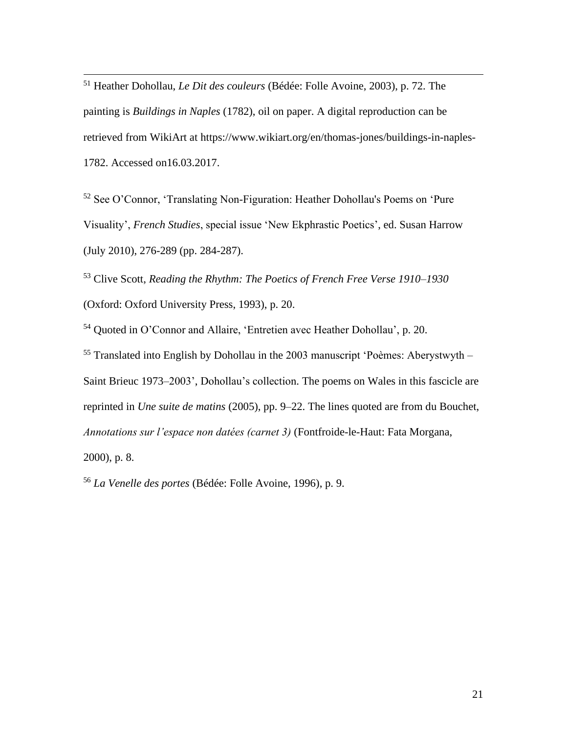[51] Heather Dohollau, *Le Dit des couleurs* (Bédée: Folle Avoine, 2003), p. 72. The painting is *Buildings in Naples* (1782), oil on paper. A digital reproduction can be retrieved from WikiArt at https://www.wikiart.org/en/thomas-jones/buildings-in-naples-1782. Accessed on16.03.2017.

[52] See O'Connor, 'Translating Non-Figuration: Heather Dohollau's Poems on 'Pure Visuality', *French Studies*, special issue 'New Ekphrastic Poetics', ed. Susan Harrow (July 2010), 276-289 (pp. 284-287).

[53] Clive Scott, *Reading the Rhythm: The Poetics of French Free Verse 1910–1930* (Oxford: Oxford University Press, 1993), p. 20.

[54] Quoted in O'Connor and Allaire, 'Entretien avec Heather Dohollau', p. 20.

[55] Translated into English by Dohollau in the 2003 manuscript 'Poèmes: Aberystwyth – Saint Brieuc 1973–2003', Dohollau's collection. The poems on Wales in this fascicle are reprinted in *Une suite de matins* (2005), pp. 9–22. The lines quoted are from du Bouchet, *Annotations sur l'espace non datées (carnet 3)* (Fontfroide-le-Haut: Fata Morgana, 2000), p. 8.

[56] *La Venelle des portes* (Bédée: Folle Avoine, 1996), p. 9.